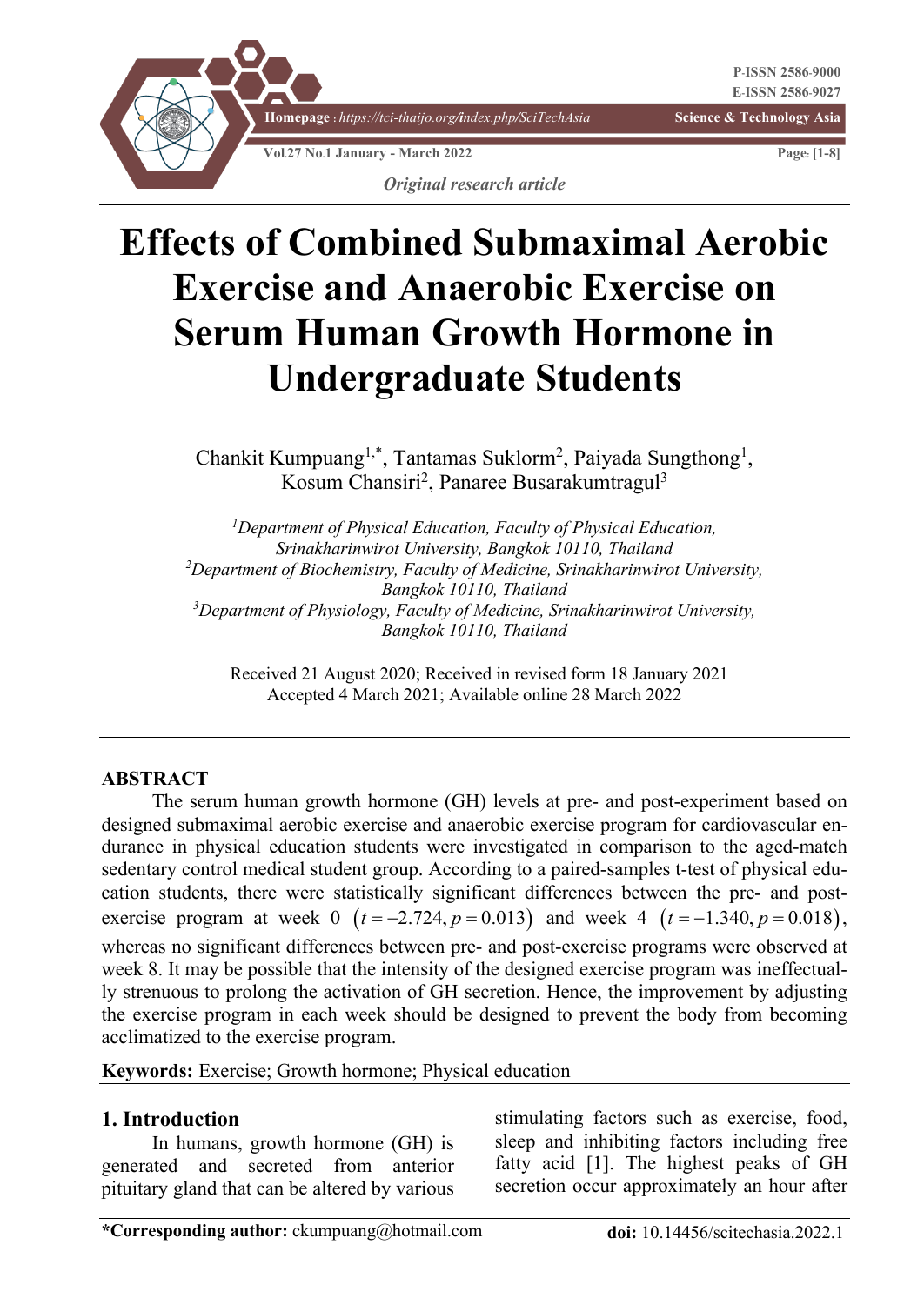*Original research article*

# Effects of Combined Submaximal Aerobic Exercise and Anaerobic Exercise on Serum Human Growth Hormone in Undergraduate Students

Chankit Kumpuang[1,*], Tantamas Suklorm[2], Paiyada Sungthong[1], Kosum Chansiri[2], Panaree Busarakumtragul[3]

[1]*Department of Physical Education, Faculty of Physical Education, Srinakharinwirot University, Bangkok 10110, Thailand*
[2]*Department of Biochemistry, Faculty of Medicine, Srinakharinwirot University, Bangkok 10110, Thailand*
[3]*Department of Physiology, Faculty of Medicine, Srinakharinwirot University, Bangkok 10110, Thailand*

Received 21 August 2020; Received in revised form 18 January 2021
Accepted 4 March 2021; Available online 28 March 2022

## ABSTRACT

The serum human growth hormone (GH) levels at pre- and post-experiment based on designed submaximal aerobic exercise and anaerobic exercise program for cardiovascular endurance in physical education students were investigated in comparison to the aged-match sedentary control medical student group. According to a paired-samples t-test of physical education students, there were statistically significant differences between the pre- and post-exercise program at week 0 $(t = -2.724, p = 0.013)$ and week 4 $(t = -1.340, p = 0.018)$, whereas no significant differences between pre- and post-exercise programs were observed at week 8. It may be possible that the intensity of the designed exercise program was ineffectually strenuous to prolong the activation of GH secretion. Hence, the improvement by adjusting the exercise program in each week should be designed to prevent the body from becoming acclimatized to the exercise program.

**Keywords:** Exercise; Growth hormone; Physical education

## 1. Introduction

In humans, growth hormone (GH) is generated and secreted from anterior pituitary gland that can be altered by various stimulating factors such as exercise, food, sleep and inhibiting factors including free fatty acid [1]. The highest peaks of GH secretion occur approximately an hour after

**\*Corresponding author:** ckumpuang@hotmail.com

**doi:** 10.14456/scitechasia.2022.1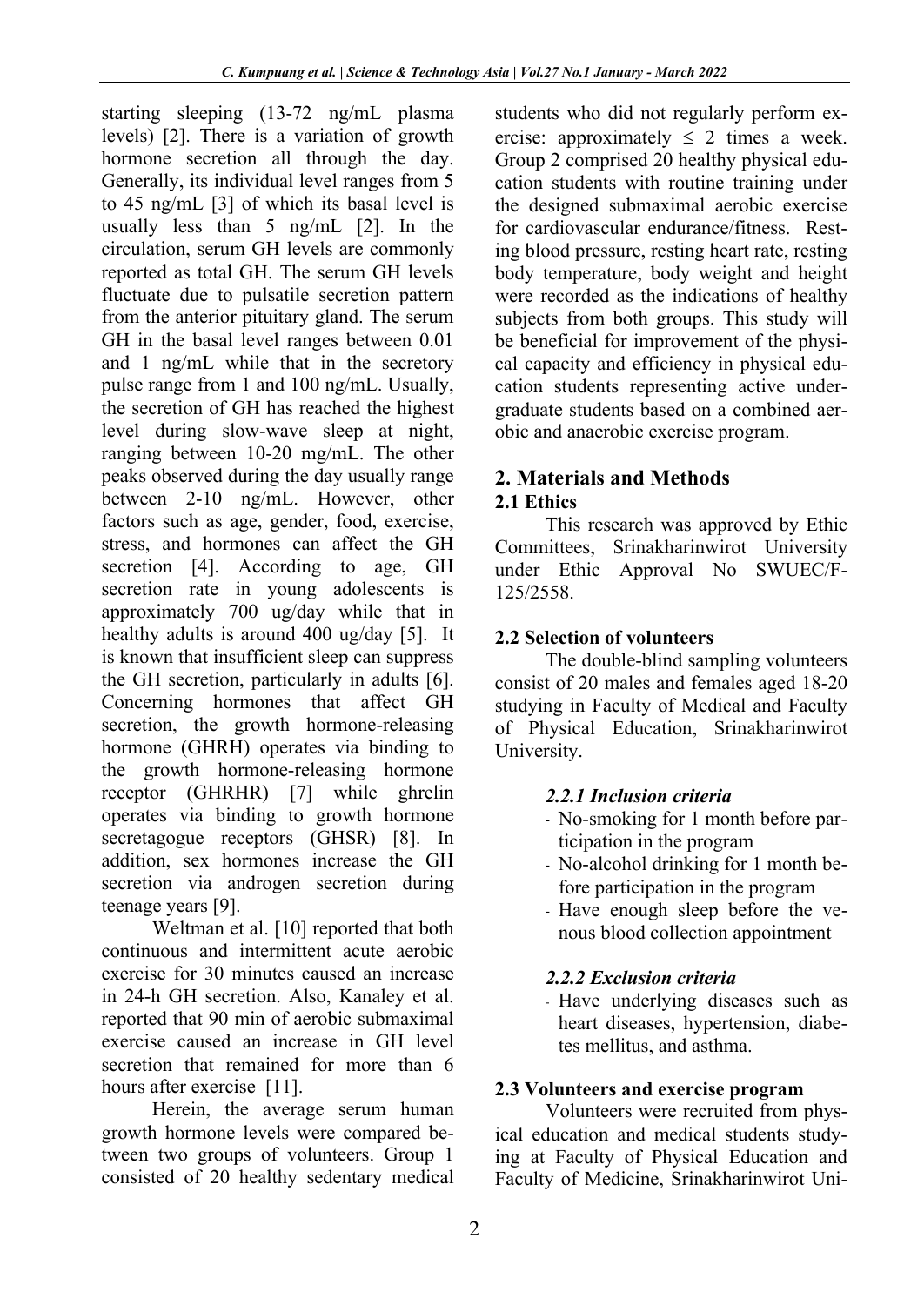starting sleeping (13-72 ng/mL plasma levels) [2]. There is a variation of growth hormone secretion all through the day. Generally, its individual level ranges from 5 to 45 ng/mL [3] of which its basal level is usually less than 5 ng/mL [2]. In the circulation, serum GH levels are commonly reported as total GH. The serum GH levels fluctuate due to pulsatile secretion pattern from the anterior pituitary gland. The serum GH in the basal level ranges between 0.01 and 1 ng/mL while that in the secretory pulse range from 1 and 100 ng/mL. Usually, the secretion of GH has reached the highest level during slow-wave sleep at night, ranging between 10-20 mg/mL. The other peaks observed during the day usually range between 2-10 ng/mL. However, other factors such as age, gender, food, exercise, stress, and hormones can affect the GH secretion [4]. According to age, GH secretion rate in young adolescents is approximately 700 ug/day while that in healthy adults is around 400 ug/day [5]. It is known that insufficient sleep can suppress the GH secretion, particularly in adults [6]. Concerning hormones that affect GH secretion, the growth hormone-releasing hormone (GHRH) operates via binding to the growth hormone-releasing hormone receptor (GHRHR) [7] while ghrelin operates via binding to growth hormone secretagogue receptors (GHSR) [8]. In addition, sex hormones increase the GH secretion via androgen secretion during teenage years [9].

Weltman et al. [10] reported that both continuous and intermittent acute aerobic exercise for 30 minutes caused an increase in 24-h GH secretion. Also, Kanaley et al. reported that 90 min of aerobic submaximal exercise caused an increase in GH level secretion that remained for more than 6 hours after exercise [11].

Herein, the average serum human growth hormone levels were compared between two groups of volunteers. Group 1 consisted of 20 healthy sedentary medical students who did not regularly perform exercise: approximately $\leq$ 2 times a week. Group 2 comprised 20 healthy physical education students with routine training under the designed submaximal aerobic exercise for cardiovascular endurance/fitness. Resting blood pressure, resting heart rate, resting body temperature, body weight and height were recorded as the indications of healthy subjects from both groups. This study will be beneficial for improvement of the physical capacity and efficiency in physical education students representing active undergraduate students based on a combined aerobic and anaerobic exercise program.

## 2. Materials and Methods

### 2.1 Ethics

This research was approved by Ethic Committees, Srinakharinwirot University under Ethic Approval No SWUEC/F-125/2558.

### 2.2 Selection of volunteers

The double-blind sampling volunteers consist of 20 males and females aged 18-20 studying in Faculty of Medical and Faculty of Physical Education, Srinakharinwirot University.

#### *2.2.1 Inclusion criteria*

- No-smoking for 1 month before participation in the program
- No-alcohol drinking for 1 month before participation in the program
- Have enough sleep before the venous blood collection appointment

#### *2.2.2 Exclusion criteria*

- Have underlying diseases such as heart diseases, hypertension, diabetes mellitus, and asthma.

### 2.3 Volunteers and exercise program

Volunteers were recruited from physical education and medical students studying at Faculty of Physical Education and Faculty of Medicine, Srinakharinwirot Uni-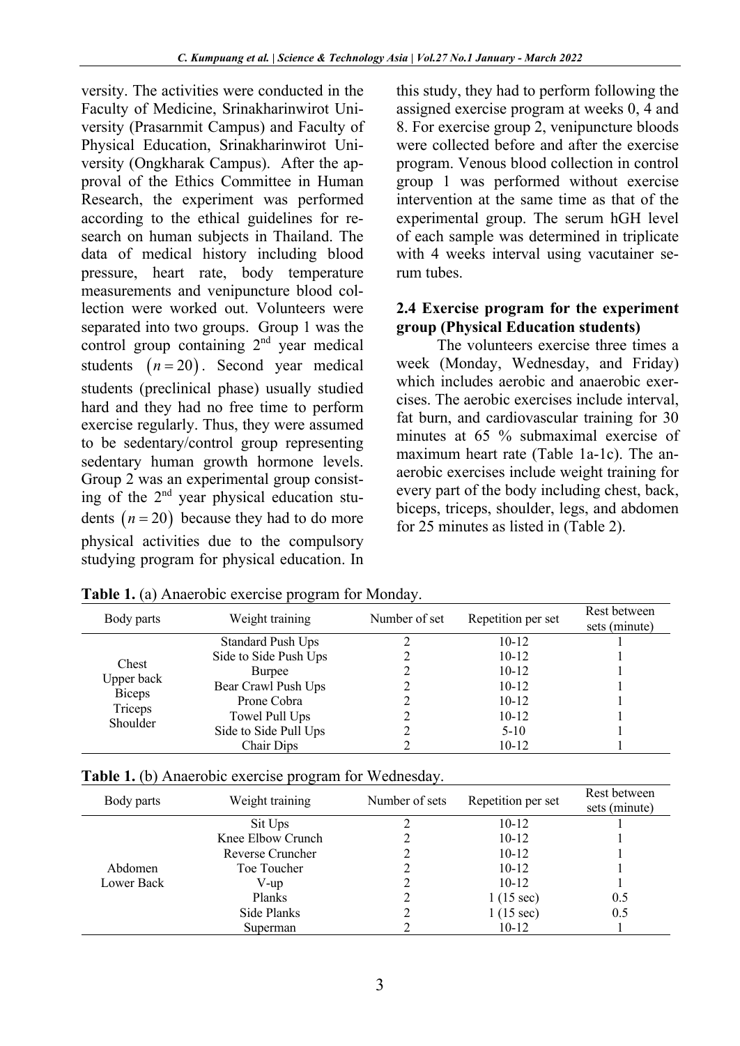versity. The activities were conducted in the Faculty of Medicine, Srinakharinwirot University (Prasarnmit Campus) and Faculty of Physical Education, Srinakharinwirot University (Ongkharak Campus). After the approval of the Ethics Committee in Human Research, the experiment was performed according to the ethical guidelines for research on human subjects in Thailand. The data of medical history including blood pressure, heart rate, body temperature measurements and venipuncture blood collection were worked out. Volunteers were separated into two groups. Group 1 was the control group containing 2nd year medical students $(n = 20)$. Second year medical students (preclinical phase) usually studied hard and they had no free time to perform exercise regularly. Thus, they were assumed to be sedentary/control group representing sedentary human growth hormone levels. Group 2 was an experimental group consisting of the 2nd year physical education students $(n = 20)$ because they had to do more physical activities due to the compulsory studying program for physical education. In this study, they had to perform following the assigned exercise program at weeks 0, 4 and 8. For exercise group 2, venipuncture bloods were collected before and after the exercise program. Venous blood collection in control group 1 was performed without exercise intervention at the same time as that of the experimental group. The serum hGH level of each sample was determined in triplicate with 4 weeks interval using vacutainer serum tubes.

### 2.4 Exercise program for the experiment group (Physical Education students)

The volunteers exercise three times a week (Monday, Wednesday, and Friday) which includes aerobic and anaerobic exercises. The aerobic exercises include interval, fat burn, and cardiovascular training for 30 minutes at 65 % submaximal exercise of maximum heart rate (Table 1a-1c). The anaerobic exercises include weight training for every part of the body including chest, back, biceps, triceps, shoulder, legs, and abdomen for 25 minutes as listed in (Table 2).

**Table 1.** (a) Anaerobic exercise program for Monday.

| Body parts | Weight training | Number of set | Repetition per set | Rest between sets (minute) |
|---|---|---|---|---|
| Chest<br>Upper back<br>Biceps<br>Triceps<br>Shoulder | Standard Push Ups | 2 | 10-12 | 1 |
| | Side to Side Push Ups | 2 | 10-12 | 1 |
| | Burpee | 2 | 10-12 | 1 |
| | Bear Crawl Push Ups | 2 | 10-12 | 1 |
| | Prone Cobra | 2 | 10-12 | 1 |
| | Towel Pull Ups | 2 | 10-12 | 1 |
| | Side to Side Pull Ups | 2 | 5-10 | 1 |
| | Chair Dips | 2 | 10-12 | 1 |

**Table 1.** (b) Anaerobic exercise program for Wednesday.

| Body parts | Weight training | Number of sets | Repetition per set | Rest between sets (minute) |
|---|---|---|---|---|
| Abdomen<br>Lower Back | Sit Ups | 2 | 10-12 | 1 |
| | Knee Elbow Crunch | 2 | 10-12 | 1 |
| | Reverse Cruncher | 2 | 10-12 | 1 |
| | Toe Toucher | 2 | 10-12 | 1 |
| | V-up | 2 | 10-12 | 1 |
| | Planks | 2 | 1 (15 sec) | 0.5 |
| | Side Planks | 2 | 1 (15 sec) | 0.5 |
| | Superman | 2 | 10-12 | 1 |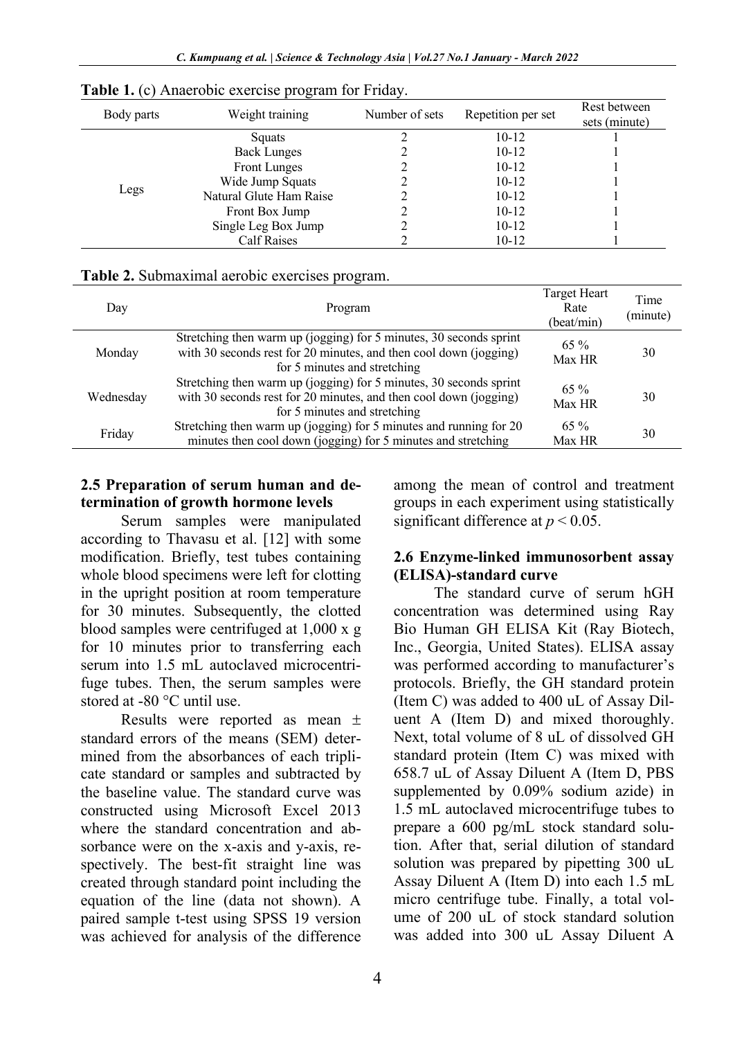**Table 1.** (c) Anaerobic exercise program for Friday.

| Body parts | Weight training | Number of sets | Repetition per set | Rest between sets (minute) |
|---|---|---|---|---|
| Legs | Squats | 2 | 10-12 | 1 |
| | Back Lunges | 2 | 10-12 | 1 |
| | Front Lunges | 2 | 10-12 | 1 |
| | Wide Jump Squats | 2 | 10-12 | 1 |
| | Natural Glute Ham Raise | 2 | 10-12 | 1 |
| | Front Box Jump | 2 | 10-12 | 1 |
| | Single Leg Box Jump | 2 | 10-12 | 1 |
| | Calf Raises | 2 | 10-12 | 1 |

**Table 2.** Submaximal aerobic exercises program.

| Day | Program | Target Heart Rate (beat/min) | Time (minute) |
|---|---|---|---|
| Monday | Stretching then warm up (jogging) for 5 minutes, 30 seconds sprint with 30 seconds rest for 20 minutes, and then cool down (jogging) for 5 minutes and stretching | 65 % Max HR | 30 |
| Wednesday | Stretching then warm up (jogging) for 5 minutes, 30 seconds sprint with 30 seconds rest for 20 minutes, and then cool down (jogging) for 5 minutes and stretching | 65 % Max HR | 30 |
| Friday | Stretching then warm up (jogging) for 5 minutes and running for 20 minutes then cool down (jogging) for 5 minutes and stretching | 65 % Max HR | 30 |

### 2.5 Preparation of serum human and determination of growth hormone levels

Serum samples were manipulated according to Thavasu et al. [12] with some modification. Briefly, test tubes containing whole blood specimens were left for clotting in the upright position at room temperature for 30 minutes. Subsequently, the clotted blood samples were centrifuged at 1,000 x g for 10 minutes prior to transferring each serum into 1.5 mL autoclaved microcentrifuge tubes. Then, the serum samples were stored at -80 °C until use.

Results were reported as mean ± standard errors of the means (SEM) determined from the absorbances of each triplicate standard or samples and subtracted by the baseline value. The standard curve was constructed using Microsoft Excel 2013 where the standard concentration and absorbance were on the x-axis and y-axis, respectively. The best-fit straight line was created through standard point including the equation of the line (data not shown). A paired sample t-test using SPSS 19 version was achieved for analysis of the difference among the mean of control and treatment groups in each experiment using statistically significant difference at $p < 0.05$.

### 2.6 Enzyme-linked immunosorbent assay (ELISA)-standard curve

The standard curve of serum hGH concentration was determined using Ray Bio Human GH ELISA Kit (Ray Biotech, Inc., Georgia, United States). ELISA assay was performed according to manufacturer's protocols. Briefly, the GH standard protein (Item C) was added to 400 uL of Assay Diluent A (Item D) and mixed thoroughly. Next, total volume of 8 uL of dissolved GH standard protein (Item C) was mixed with 658.7 uL of Assay Diluent A (Item D, PBS supplemented by 0.09% sodium azide) in 1.5 mL autoclaved microcentrifuge tubes to prepare a 600 pg/mL stock standard solution. After that, serial dilution of standard solution was prepared by pipetting 300 uL Assay Diluent A (Item D) into each 1.5 mL micro centrifuge tube. Finally, a total volume of 200 uL of stock standard solution was added into 300 uL Assay Diluent A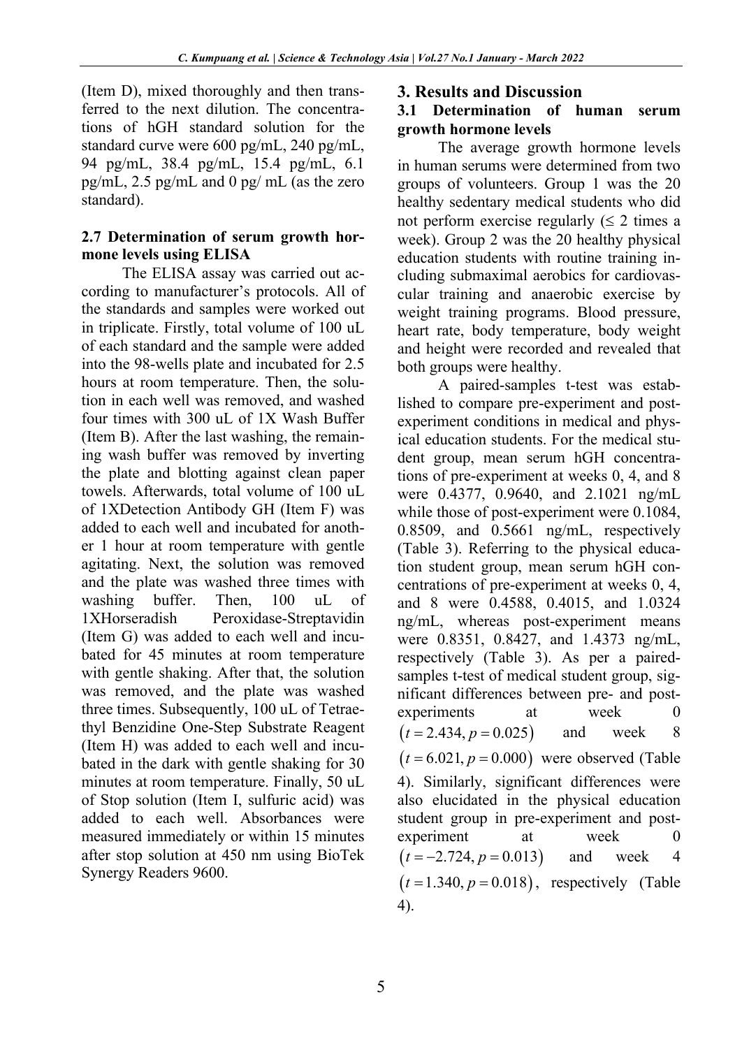(Item D), mixed thoroughly and then transferred to the next dilution. The concentrations of hGH standard solution for the standard curve were 600 pg/mL, 240 pg/mL, 94 pg/mL, 38.4 pg/mL, 15.4 pg/mL, 6.1 pg/mL, 2.5 pg/mL and 0 pg/ mL (as the zero standard).

### 2.7 Determination of serum growth hormone levels using ELISA

The ELISA assay was carried out according to manufacturer's protocols. All of the standards and samples were worked out in triplicate. Firstly, total volume of 100 uL of each standard and the sample were added into the 98-wells plate and incubated for 2.5 hours at room temperature. Then, the solution in each well was removed, and washed four times with 300 uL of 1X Wash Buffer (Item B). After the last washing, the remaining wash buffer was removed by inverting the plate and blotting against clean paper towels. Afterwards, total volume of 100 uL of 1XDetection Antibody GH (Item F) was added to each well and incubated for another 1 hour at room temperature with gentle agitating. Next, the solution was removed and the plate was washed three times with washing buffer. Then, 100 uL of 1XHorseradish Peroxidase-Streptavidin (Item G) was added to each well and incubated for 45 minutes at room temperature with gentle shaking. After that, the solution was removed, and the plate was washed three times. Subsequently, 100 uL of Tetraethyl Benzidine One-Step Substrate Reagent (Item H) was added to each well and incubated in the dark with gentle shaking for 30 minutes at room temperature. Finally, 50 uL of Stop solution (Item I, sulfuric acid) was added to each well. Absorbances were measured immediately or within 15 minutes after stop solution at 450 nm using BioTek Synergy Readers 9600.

## 3. Results and Discussion

### 3.1 Determination of human serum growth hormone levels

The average growth hormone levels in human serums were determined from two groups of volunteers. Group 1 was the 20 healthy sedentary medical students who did not perform exercise regularly (≤ 2 times a week). Group 2 was the 20 healthy physical education students with routine training including submaximal aerobics for cardiovascular training and anaerobic exercise by weight training programs. Blood pressure, heart rate, body temperature, body weight and height were recorded and revealed that both groups were healthy.

A paired-samples t-test was established to compare pre-experiment and post-experiment conditions in medical and physical education students. For the medical student group, mean serum hGH concentrations of pre-experiment at weeks 0, 4, and 8 were 0.4377, 0.9640, and 2.1021 ng/mL while those of post-experiment were 0.1084, 0.8509, and 0.5661 ng/mL, respectively (Table 3). Referring to the physical education student group, mean serum hGH concentrations of pre-experiment at weeks 0, 4, and 8 were 0.4588, 0.4015, and 1.0324 ng/mL, whereas post-experiment means were 0.8351, 0.8427, and 1.4373 ng/mL, respectively (Table 3). As per a paired-samples t-test of medical student group, significant differences between pre- and post-experiments at week 0 $(t = 2.434, p = 0.025)$ and week 8 $(t = 6.021, p = 0.000)$ were observed (Table 4). Similarly, significant differences were also elucidated in the physical education student group in pre-experiment and post-experiment at week 0 $(t = -2.724, p = 0.013)$ and week 4 $(t = 1.340, p = 0.018)$, respectively (Table 4).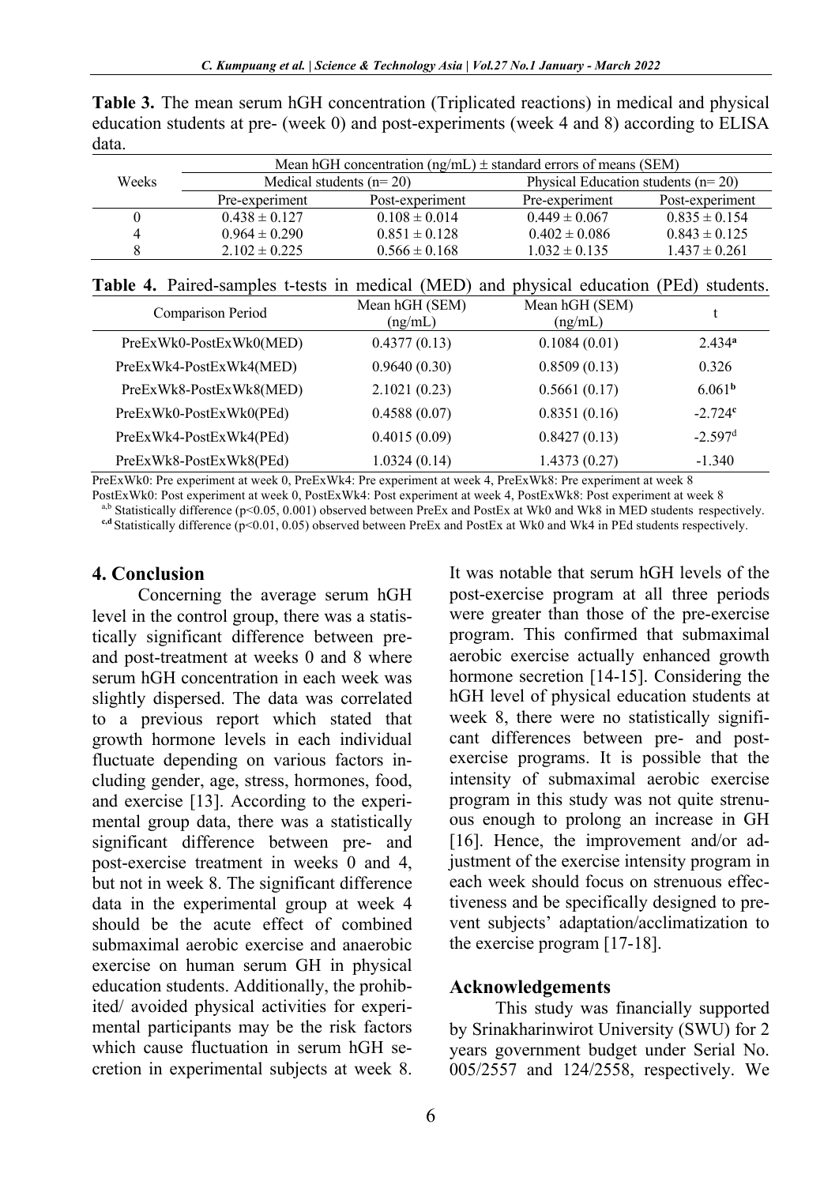**Table 3.** The mean serum hGH concentration (Triplicated reactions) in medical and physical education students at pre- (week 0) and post-experiments (week 4 and 8) according to ELISA data.

| Weeks | Mean hGH concentration (ng/mL) ± standard errors of means (SEM) | | | |
|---|---|---|---|---|
| | Medical students (n= 20) | | Physical Education students (n= 20) | |
| | Pre-experiment | Post-experiment | Pre-experiment | Post-experiment |
| 0 | 0.438 ± 0.127 | 0.108 ± 0.014 | 0.449 ± 0.067 | 0.835 ± 0.154 |
| 4 | 0.964 ± 0.290 | 0.851 ± 0.128 | 0.402 ± 0.086 | 0.843 ± 0.125 |
| 8 | 2.102 ± 0.225 | 0.566 ± 0.168 | 1.032 ± 0.135 | 1.437 ± 0.261 |

**Table 4.** Paired-samples t-tests in medical (MED) and physical education (PEd) students.

| Comparison Period | Mean hGH (SEM) (ng/mL) | Mean hGH (SEM) (ng/mL) | t |
|---|---|---|---|
| PreExWk0-PostExWk0(MED) | 0.4377 (0.13) | 0.1084 (0.01) | 2.434[a] |
| PreExWk4-PostExWk4(MED) | 0.9640 (0.30) | 0.8509 (0.13) | 0.326 |
| PreExWk8-PostExWk8(MED) | 2.1021 (0.23) | 0.5661 (0.17) | 6.061[b] |
| PreExWk0-PostExWk0(PEd) | 0.4588 (0.07) | 0.8351 (0.16) | -2.724[c] |
| PreExWk4-PostExWk4(PEd) | 0.4015 (0.09) | 0.8427 (0.13) | -2.597[d] |
| PreExWk8-PostExWk8(PEd) | 1.0324 (0.14) | 1.4373 (0.27) | -1.340 |

PreExWk0: Pre experiment at week 0, PreExWk4: Pre experiment at week 4, PreExWk8: Pre experiment at week 8
PostExWk0: Post experiment at week 0, PostExWk4: Post experiment at week 4, PostExWk8: Post experiment at week 8
[a,b] Statistically difference ($p<0.05$, 0.001) observed between PreEx and PostEx at Wk0 and Wk8 in MED students respectively.
[c,d] Statistically difference ($p<0.01$, 0.05) observed between PreEx and PostEx at Wk0 and Wk4 in PEd students respectively.

## 4. Conclusion

Concerning the average serum hGH level in the control group, there was a statistically significant difference between pre- and post-treatment at weeks 0 and 8 where serum hGH concentration in each week was slightly dispersed. The data was correlated to a previous report which stated that growth hormone levels in each individual fluctuate depending on various factors including gender, age, stress, hormones, food, and exercise [13]. According to the experimental group data, there was a statistically significant difference between pre- and post-exercise treatment in weeks 0 and 4, but not in week 8. The significant difference data in the experimental group at week 4 should be the acute effect of combined submaximal aerobic exercise and anaerobic exercise on human serum GH in physical education students. Additionally, the prohibited/ avoided physical activities for experimental participants may be the risk factors which cause fluctuation in serum hGH secretion in experimental subjects at week 8. It was notable that serum hGH levels of the post-exercise program at all three periods were greater than those of the pre-exercise program. This confirmed that submaximal aerobic exercise actually enhanced growth hormone secretion [14-15]. Considering the hGH level of physical education students at week 8, there were no statistically significant differences between pre- and post-exercise programs. It is possible that the intensity of submaximal aerobic exercise program in this study was not quite strenuous enough to prolong an increase in GH [16]. Hence, the improvement and/or adjustment of the exercise intensity program in each week should focus on strenuous effectiveness and be specifically designed to prevent subjects' adaptation/acclimatization to the exercise program [17-18].

### Acknowledgements

This study was financially supported by Srinakharinwirot University (SWU) for 2 years government budget under Serial No. 005/2557 and 124/2558, respectively. We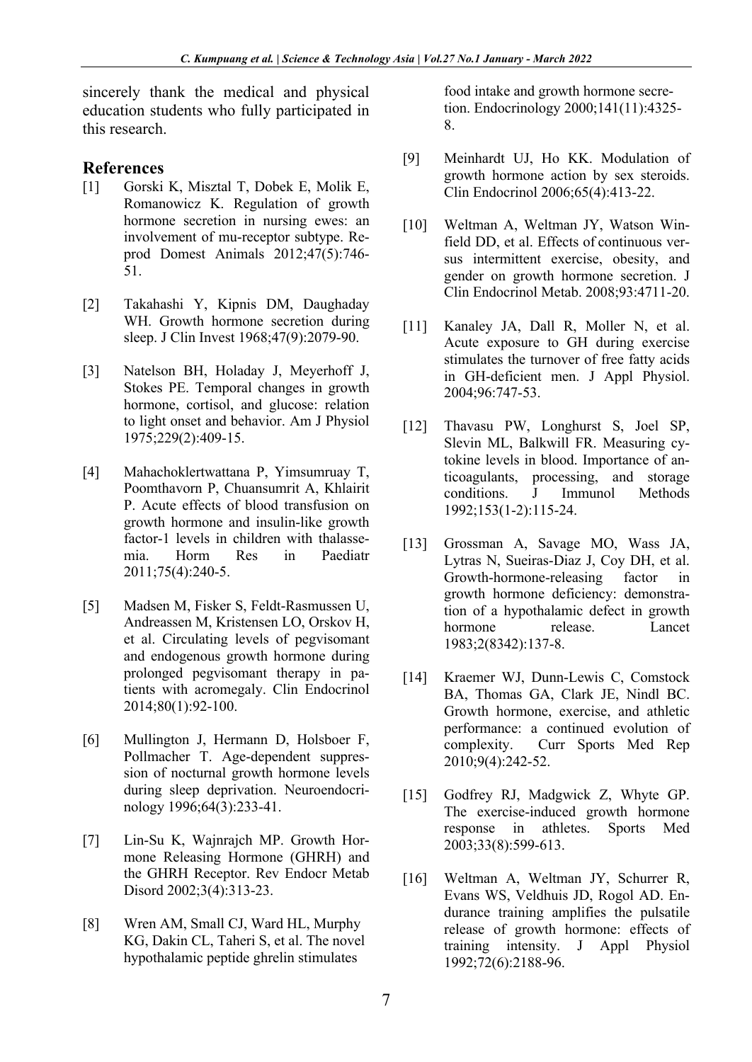sincerely thank the medical and physical education students who fully participated in this research.

## References

[1] Gorski K, Misztal T, Dobek E, Molik E, Romanowicz K. Regulation of growth hormone secretion in nursing ewes: an involvement of mu-receptor subtype. Reprod Domest Animals 2012;47(5):746-51.

[2] Takahashi Y, Kipnis DM, Daughaday WH. Growth hormone secretion during sleep. J Clin Invest 1968;47(9):2079-90.

[3] Natelson BH, Holaday J, Meyerhoff J, Stokes PE. Temporal changes in growth hormone, cortisol, and glucose: relation to light onset and behavior. Am J Physiol 1975;229(2):409-15.

[4] Mahachoklertwattana P, Yimsumruay T, Poomthavorn P, Chuansumrit A, Khlairit P. Acute effects of blood transfusion on growth hormone and insulin-like growth factor-1 levels in children with thalassemia. Horm Res in Paediatr 2011;75(4):240-5.

[5] Madsen M, Fisker S, Feldt-Rasmussen U, Andreassen M, Kristensen LO, Orskov H, et al. Circulating levels of pegvisomant and endogenous growth hormone during prolonged pegvisomant therapy in patients with acromegaly. Clin Endocrinol 2014;80(1):92-100.

[6] Mullington J, Hermann D, Holsboer F, Pollmacher T. Age-dependent suppression of nocturnal growth hormone levels during sleep deprivation. Neuroendocrinology 1996;64(3):233-41.

[7] Lin-Su K, Wajnrajch MP. Growth Hormone Releasing Hormone (GHRH) and the GHRH Receptor. Rev Endocr Metab Disord 2002;3(4):313-23.

[8] Wren AM, Small CJ, Ward HL, Murphy KG, Dakin CL, Taheri S, et al. The novel hypothalamic peptide ghrelin stimulates food intake and growth hormone secretion. Endocrinology 2000;141(11):4325-8.

[9] Meinhardt UJ, Ho KK. Modulation of growth hormone action by sex steroids. Clin Endocrinol 2006;65(4):413-22.

[10] Weltman A, Weltman JY, Watson Winfield DD, et al. Effects of continuous versus intermittent exercise, obesity, and gender on growth hormone secretion. J Clin Endocrinol Metab. 2008;93:4711-20.

[11] Kanaley JA, Dall R, Moller N, et al. Acute exposure to GH during exercise stimulates the turnover of free fatty acids in GH-deficient men. J Appl Physiol. 2004;96:747-53.

[12] Thavasu PW, Longhurst S, Joel SP, Slevin ML, Balkwill FR. Measuring cytokine levels in blood. Importance of anticoagulants, processing, and storage conditions. J Immunol Methods 1992;153(1-2):115-24.

[13] Grossman A, Savage MO, Wass JA, Lytras N, Sueiras-Diaz J, Coy DH, et al. Growth-hormone-releasing factor in growth hormone deficiency: demonstration of a hypothalamic defect in growth hormone release. Lancet 1983;2(8342):137-8.

[14] Kraemer WJ, Dunn-Lewis C, Comstock BA, Thomas GA, Clark JE, Nindl BC. Growth hormone, exercise, and athletic performance: a continued evolution of complexity. Curr Sports Med Rep 2010;9(4):242-52.

[15] Godfrey RJ, Madgwick Z, Whyte GP. The exercise-induced growth hormone response in athletes. Sports Med 2003;33(8):599-613.

[16] Weltman A, Weltman JY, Schurrer R, Evans WS, Veldhuis JD, Rogol AD. Endurance training amplifies the pulsatile release of growth hormone: effects of training intensity. J Appl Physiol 1992;72(6):2188-96.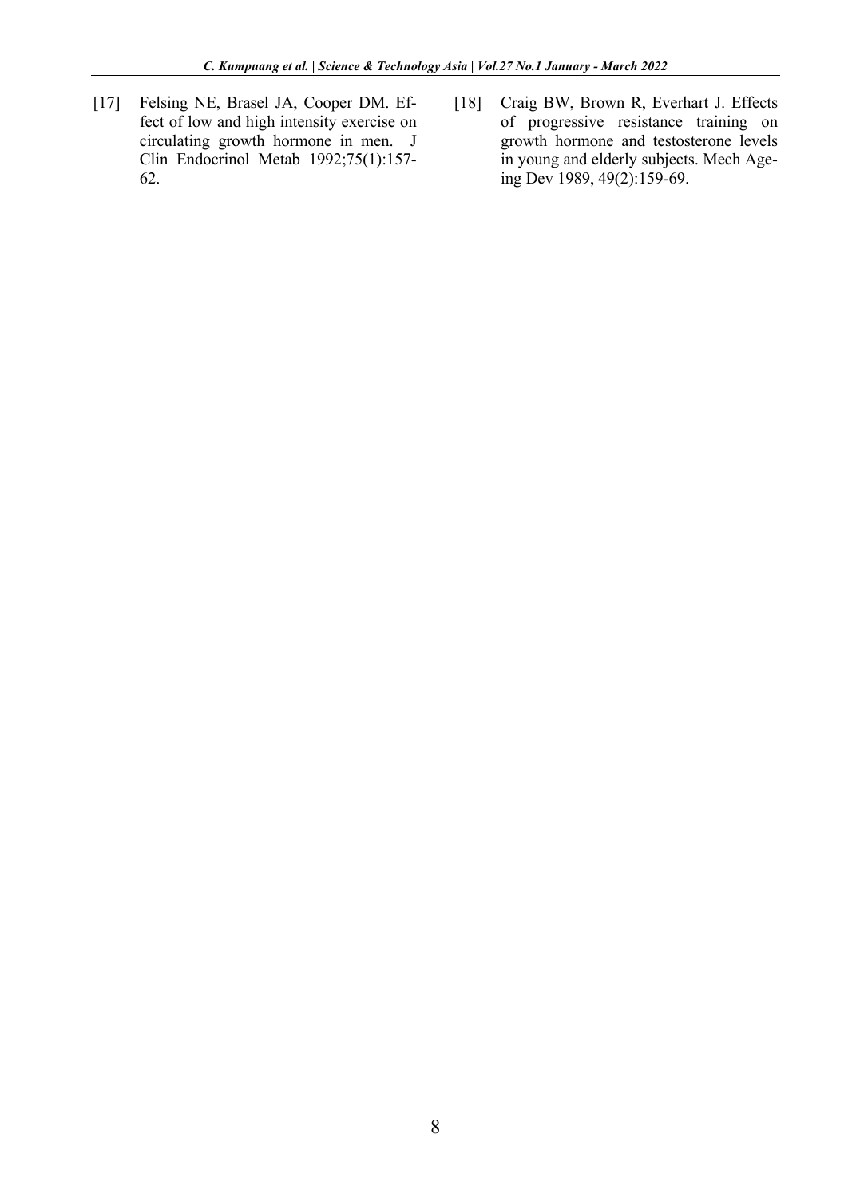[17] Felsing NE, Brasel JA, Cooper DM. Effect of low and high intensity exercise on circulating growth hormone in men. J Clin Endocrinol Metab 1992;75(1):157-62.

[18] Craig BW, Brown R, Everhart J. Effects of progressive resistance training on growth hormone and testosterone levels in young and elderly subjects. Mech Ageing Dev 1989, 49(2):159-69.